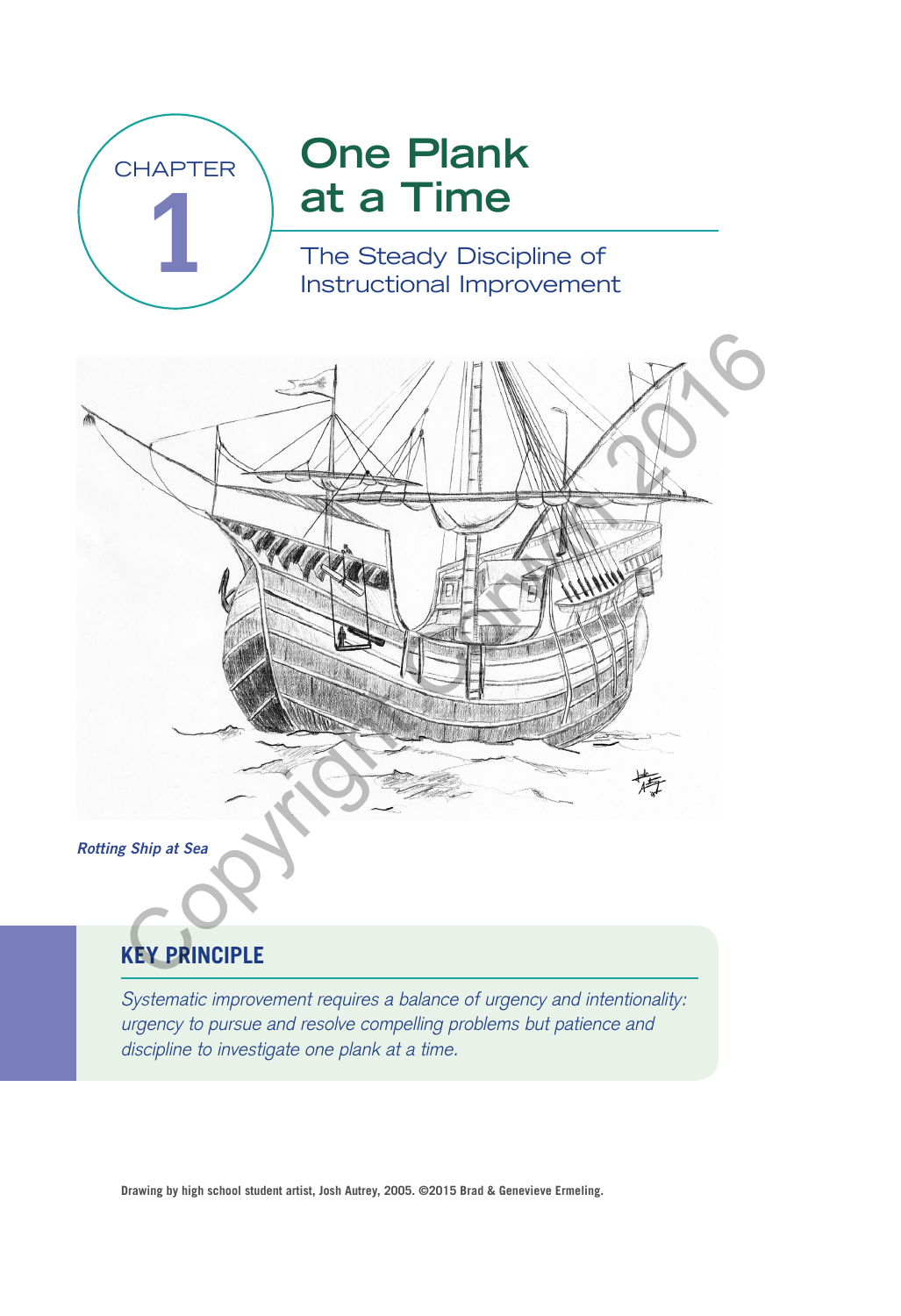CHAPTER 1

# One Plank at a Time

## The Steady Discipline of Instructional Improvement

*Rotting Ship at Sea*

### KEY PRINCIPLE

*Systematic improvement requires a balance of urgency and intentionality: urgency to pursue and resolve compelling problems but patience and discipline to investigate one plank at a time.*

**Drawing by high school student artist, Josh Autrey, 2005. ©2015 Brad & Genevieve Ermeling.**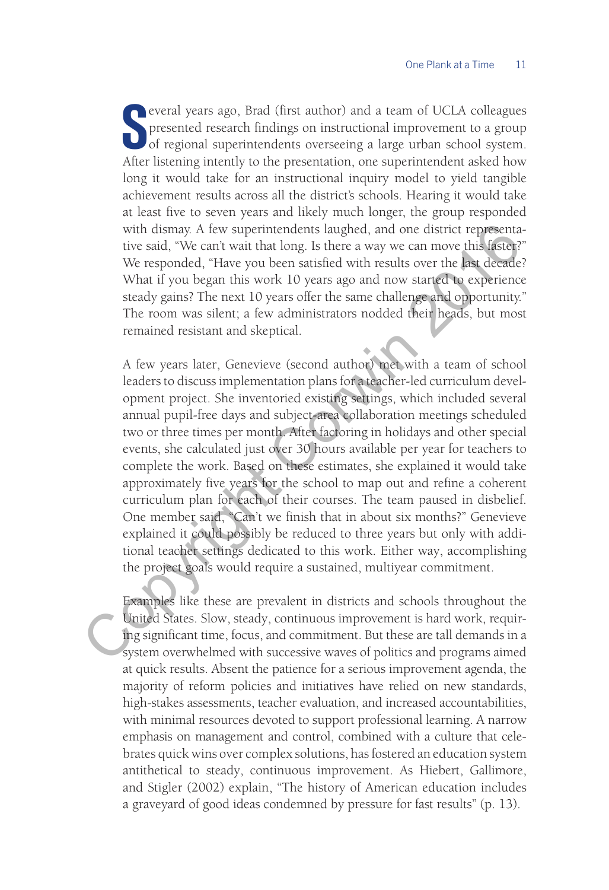Several years ago, Brad (first author) and a team of UCLA colleagues presented research findings on instructional improvement to a group of regional superintendents overseeing a large urban school system. After listening intently to the presentation, one superintendent asked how long it would take for an instructional inquiry model to yield tangible achievement results across all the district's schools. Hearing it would take at least five to seven years and likely much longer, the group responded with dismay. A few superintendents laughed, and one district representative said, "We can't wait that long. Is there a way we can move this faster?" We responded, "Have you been satisfied with results over the last decade? What if you began this work 10 years ago and now started to experience steady gains? The next 10 years offer the same challenge and opportunity." The room was silent; a few administrators nodded their heads, but most remained resistant and skeptical.

A few years later, Genevieve (second author) met with a team of school leaders to discuss implementation plans for a teacher-led curriculum development project. She inventoried existing settings, which included several annual pupil-free days and subject-area collaboration meetings scheduled two or three times per month. After factoring in holidays and other special events, she calculated just over 30 hours available per year for teachers to complete the work. Based on these estimates, she explained it would take approximately five years for the school to map out and refine a coherent curriculum plan for each of their courses. The team paused in disbelief. One member said, "Can't we finish that in about six months?" Genevieve explained it could possibly be reduced to three years but only with additional teacher settings dedicated to this work. Either way, accomplishing the project goals would require a sustained, multiyear commitment.

Examples like these are prevalent in districts and schools throughout the United States. Slow, steady, continuous improvement is hard work, requiring significant time, focus, and commitment. But these are tall demands in a system overwhelmed with successive waves of politics and programs aimed at quick results. Absent the patience for a serious improvement agenda, the majority of reform policies and initiatives have relied on new standards, high-stakes assessments, teacher evaluation, and increased accountabilities, with minimal resources devoted to support professional learning. A narrow emphasis on management and control, combined with a culture that celebrates quick wins over complex solutions, has fostered an education system antithetical to steady, continuous improvement. As Hiebert, Gallimore, and Stigler (2002) explain, "The history of American education includes a graveyard of good ideas condemned by pressure for fast results" (p. 13).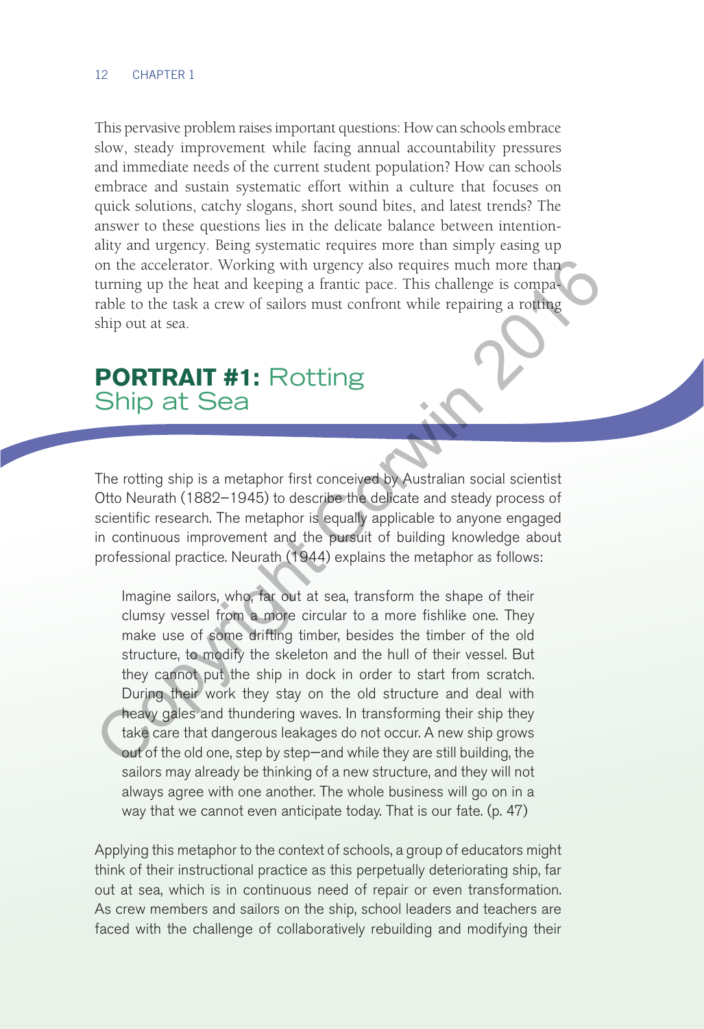This pervasive problem raises important questions: How can schools embrace slow, steady improvement while facing annual accountability pressures and immediate needs of the current student population? How can schools embrace and sustain systematic effort within a culture that focuses on quick solutions, catchy slogans, short sound bites, and latest trends? The answer to these questions lies in the delicate balance between intentionality and urgency. Being systematic requires more than simply easing up on the accelerator. Working with urgency also requires much more than turning up the heat and keeping a frantic pace. This challenge is comparable to the task a crew of sailors must confront while repairing a rotting ship out at sea.

## **PORTRAIT #1:** Rotting Ship at Sea

The rotting ship is a metaphor first conceived by Australian social scientist Otto Neurath (1882–1945) to describe the delicate and steady process of scientific research. The metaphor is equally applicable to anyone engaged in continuous improvement and the pursuit of building knowledge about professional practice. Neurath (1944) explains the metaphor as follows:

> Imagine sailors, who, far out at sea, transform the shape of their clumsy vessel from a more circular to a more fishlike one. They make use of some drifting timber, besides the timber of the old structure, to modify the skeleton and the hull of their vessel. But they cannot put the ship in dock in order to start from scratch. During their work they stay on the old structure and deal with heavy gales and thundering waves. In transforming their ship they take care that dangerous leakages do not occur. A new ship grows out of the old one, step by step—and while they are still building, the sailors may already be thinking of a new structure, and they will not always agree with one another. The whole business will go on in a way that we cannot even anticipate today. That is our fate. (p. 47)

Applying this metaphor to the context of schools, a group of educators might think of their instructional practice as this perpetually deteriorating ship, far out at sea, which is in continuous need of repair or even transformation. As crew members and sailors on the ship, school leaders and teachers are faced with the challenge of collaboratively rebuilding and modifying their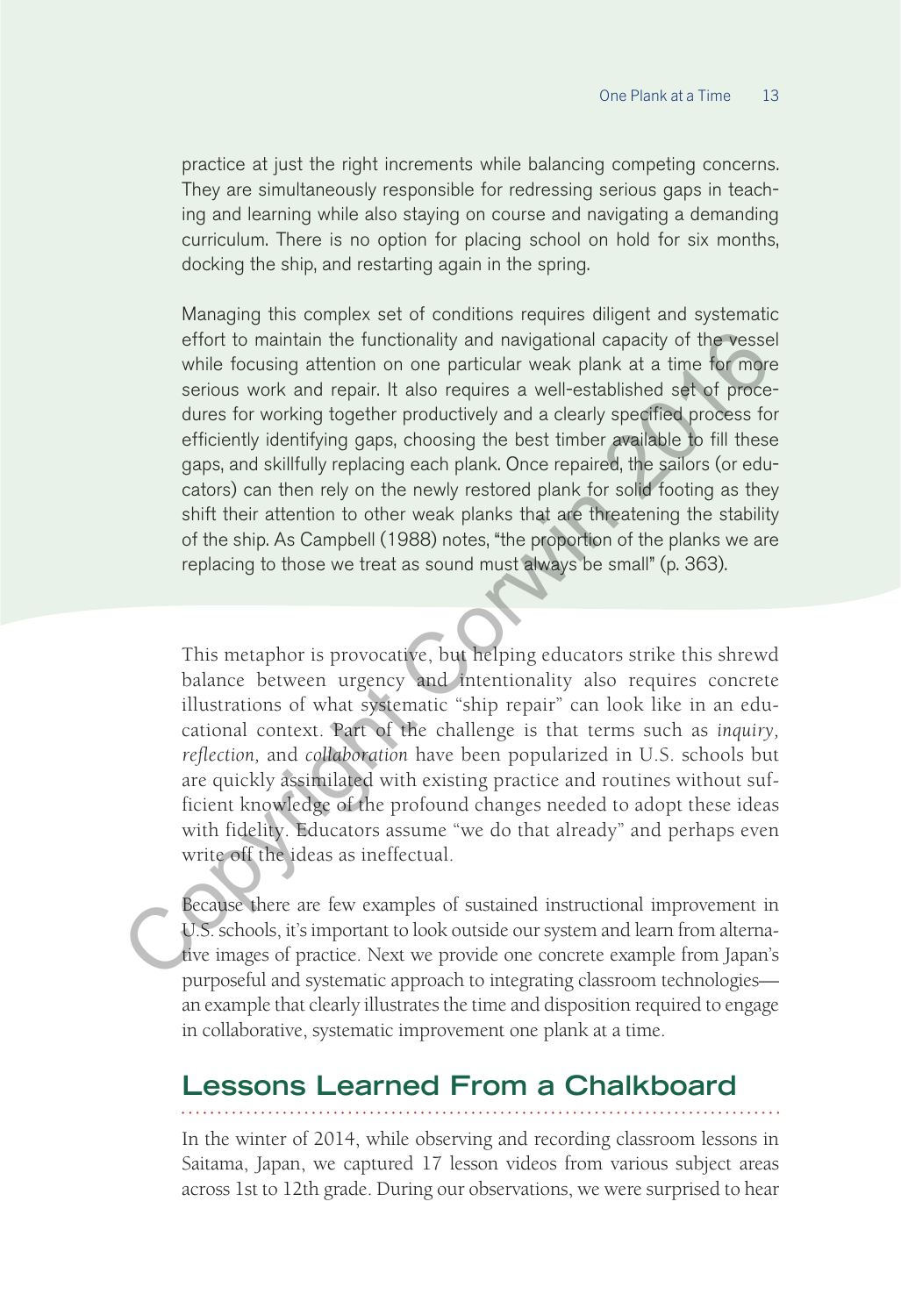practice at just the right increments while balancing competing concerns. They are simultaneously responsible for redressing serious gaps in teaching and learning while also staying on course and navigating a demanding curriculum. There is no option for placing school on hold for six months, docking the ship, and restarting again in the spring.

Managing this complex set of conditions requires diligent and systematic effort to maintain the functionality and navigational capacity of the vessel while focusing attention on one particular weak plank at a time for more serious work and repair. It also requires a well-established set of procedures for working together productively and a clearly specified process for efficiently identifying gaps, choosing the best timber available to fill these gaps, and skillfully replacing each plank. Once repaired, the sailors (or educators) can then rely on the newly restored plank for solid footing as they shift their attention to other weak planks that are threatening the stability of the ship. As Campbell (1988) notes, "the proportion of the planks we are replacing to those we treat as sound must always be small" (p. 363).

This metaphor is provocative, but helping educators strike this shrewd balance between urgency and intentionality also requires concrete illustrations of what systematic "ship repair" can look like in an educational context. Part of the challenge is that terms such as *inquiry, reflection,* and *collaboration* have been popularized in U.S. schools but are quickly assimilated with existing practice and routines without sufficient knowledge of the profound changes needed to adopt these ideas with fidelity. Educators assume "we do that already" and perhaps even write off the ideas as ineffectual.

Because there are few examples of sustained instructional improvement in U.S. schools, it's important to look outside our system and learn from alternative images of practice. Next we provide one concrete example from Japan's purposeful and systematic approach to integrating classroom technologies—an example that clearly illustrates the time and disposition required to engage in collaborative, systematic improvement one plank at a time.

## Lessons Learned From a Chalkboard

In the winter of 2014, while observing and recording classroom lessons in Saitama, Japan, we captured 17 lesson videos from various subject areas across 1st to 12th grade. During our observations, we were surprised to hear